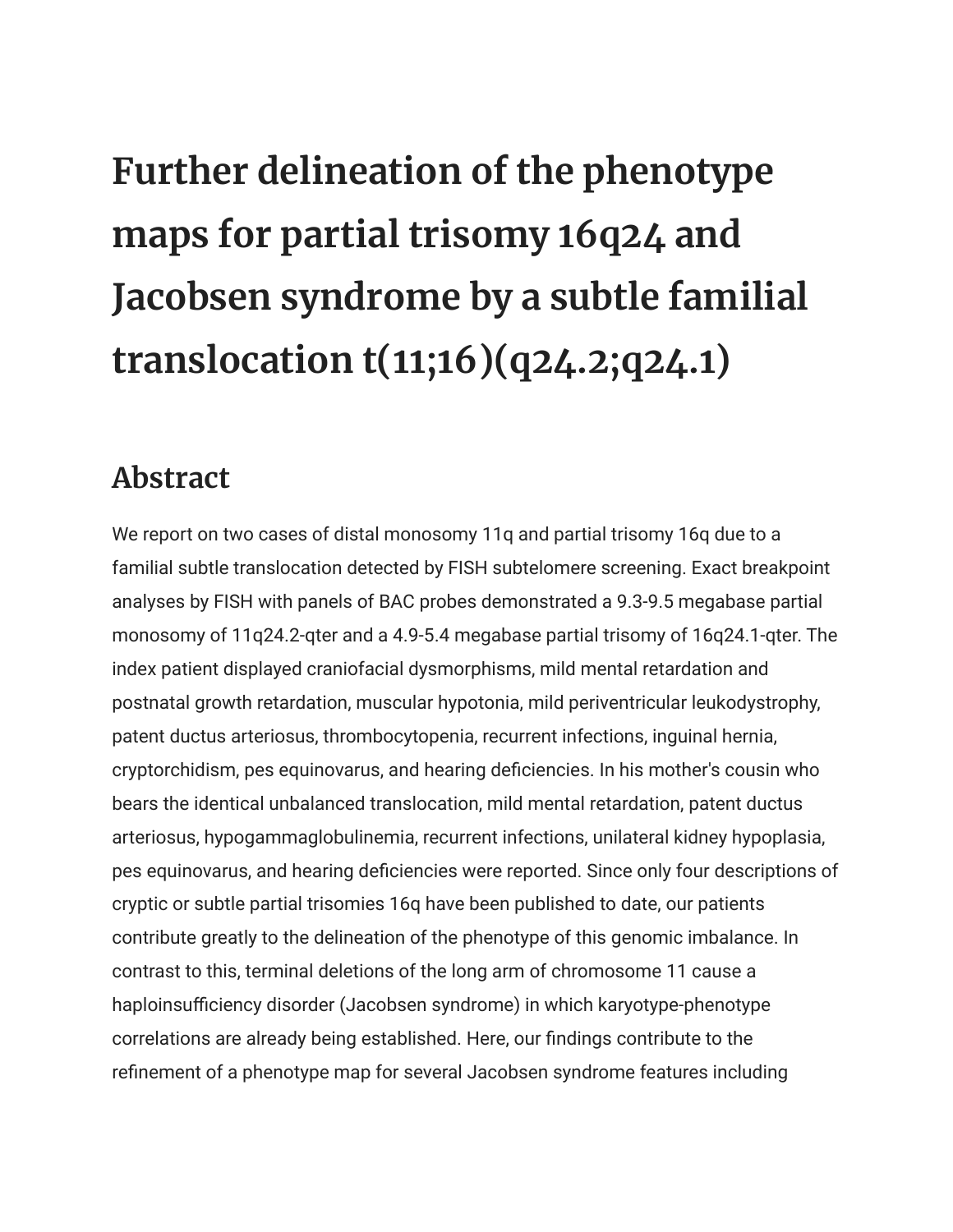# Further delineation of the phenotype maps for partial trisomy 16q24 and Jacobsen syndrome by a subtle familial translocation t(11;16)(q24.2;q24.1)

## Abstract

We report on two cases of distal monosomy 11q and partial trisomy 16q due to a familial subtle translocation detected by FISH subtelomere screening. Exact breakpoint analyses by FISH with panels of BAC probes demonstrated a 9.3-9.5 megabase partial monosomy of 11q24.2-qter and a 4.9-5.4 megabase partial trisomy of 16q24.1-qter. The index patient displayed craniofacial dysmorphisms, mild mental retardation and postnatal growth retardation, muscular hypotonia, mild periventricular leukodystrophy, patent ductus arteriosus, thrombocytopenia, recurrent infections, inguinal hernia, cryptorchidism, pes equinovarus, and hearing deficiencies. In his mother's cousin who bears the identical unbalanced translocation, mild mental retardation, patent ductus arteriosus, hypogammaglobulinemia, recurrent infections, unilateral kidney hypoplasia, pes equinovarus, and hearing deficiencies were reported. Since only four descriptions of cryptic or subtle partial trisomies 16q have been published to date, our patients contribute greatly to the delineation of the phenotype of this genomic imbalance. In contrast to this, terminal deletions of the long arm of chromosome 11 cause a haploinsufficiency disorder (Jacobsen syndrome) in which karyotype-phenotype correlations are already being established. Here, our findings contribute to the refinement of a phenotype map for several Jacobsen syndrome features including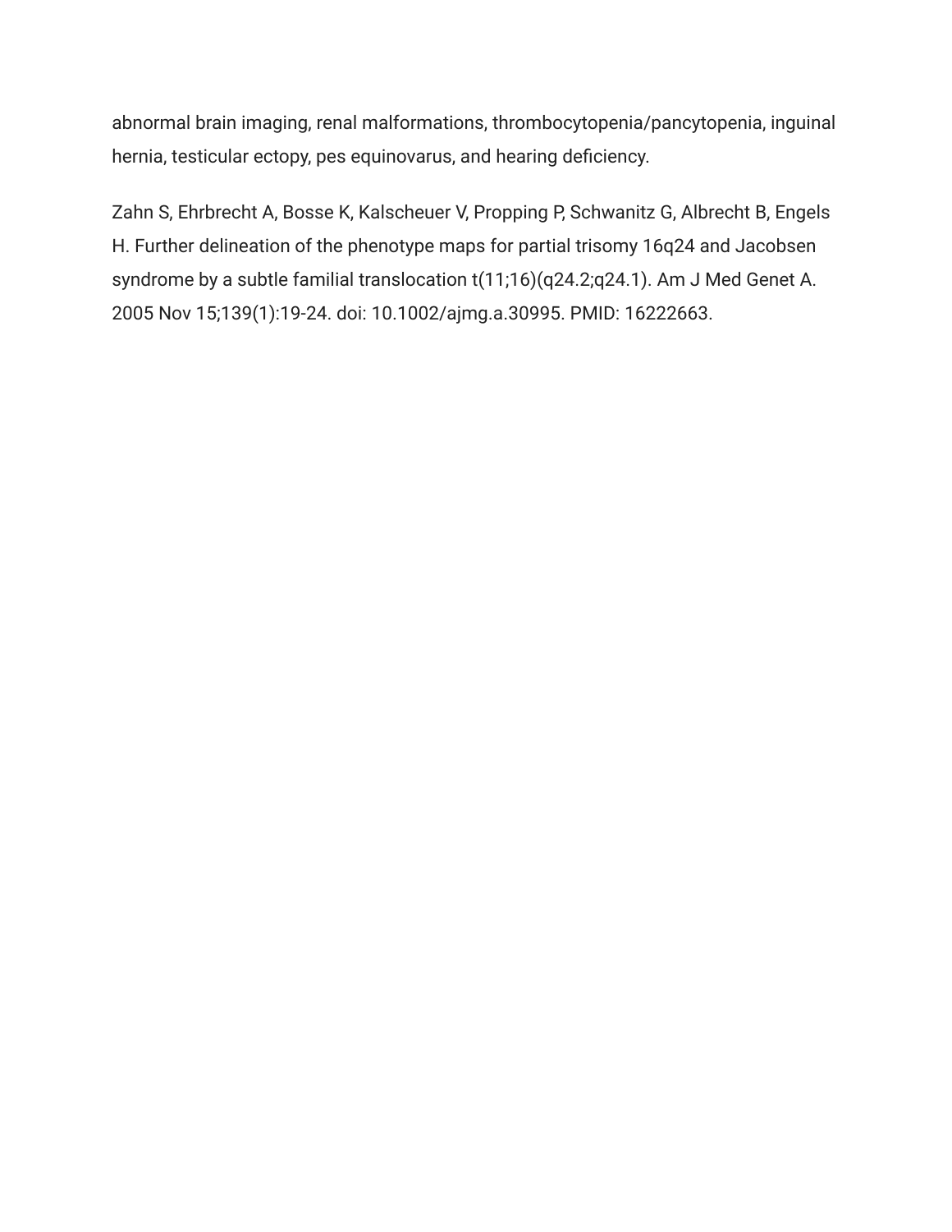abnormal brain imaging, renal malformations, thrombocytopenia/pancytopenia, inguinal hernia, testicular ectopy, pes equinovarus, and hearing deficiency.

Zahn S, Ehrbrecht A, Bosse K, Kalscheuer V, Propping P, Schwanitz G, Albrecht B, Engels H. Further delineation of the phenotype maps for partial trisomy 16q24 and Jacobsen syndrome by a subtle familial translocation t(11;16)(q24.2;q24.1). Am J Med Genet A. 2005 Nov 15;139(1):19-24. doi: 10.1002/ajmg.a.30995. PMID: 16222663.